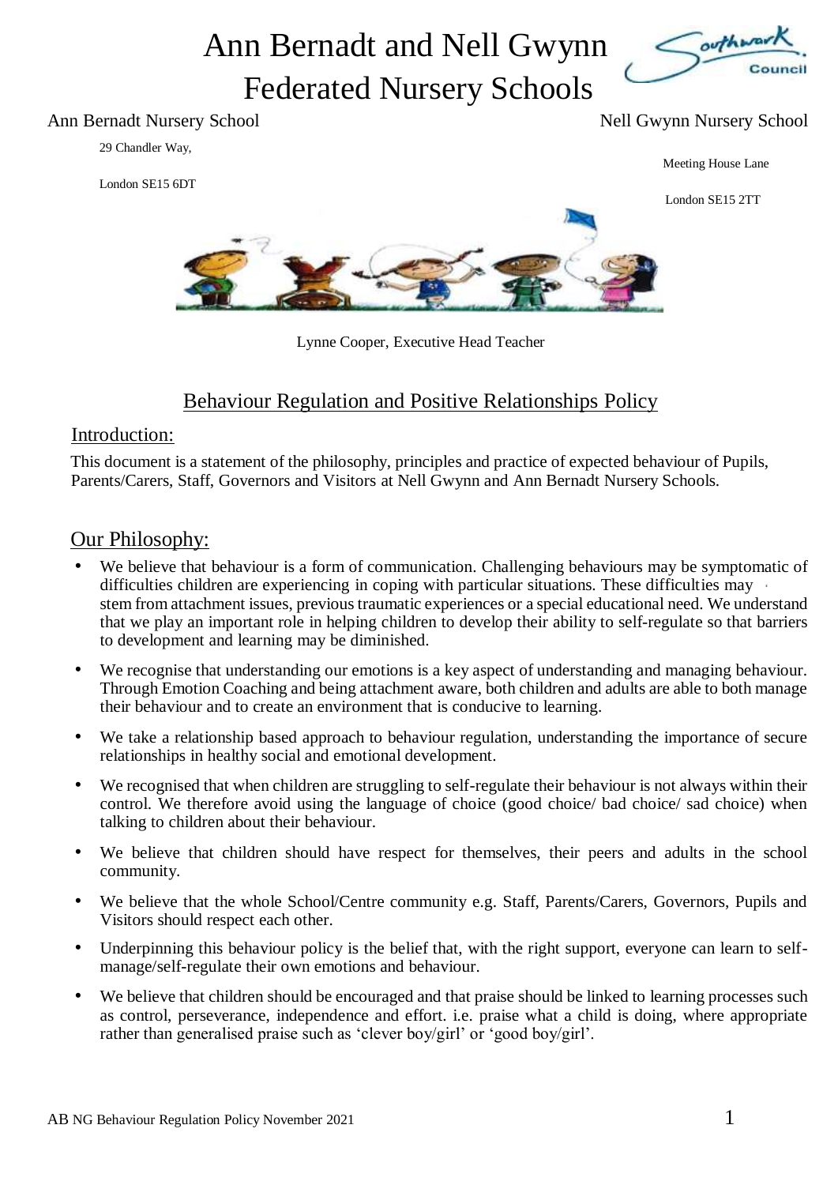# Ann Bernadt and Nell Gwynn Federated Nursery Schools

Ann Bernadt Nursery School

29 Chandler Way,

London SE15 6DT

Nell Gwynn Nursery School

Meeting House Lane

London SE15 2TT

Lynne Cooper, Executive Head Teacher

## Behaviour Regulation and Positive Relationships Policy

### Introduction:

This document is a statement of the philosophy, principles and practice of expected behaviour of Pupils, Parents/Carers, Staff, Governors and Visitors at Nell Gwynn and Ann Bernadt Nursery Schools.

### Our Philosophy:

- We believe that behaviour is a form of communication. Challenging behaviours may be symptomatic of difficulties children are experiencing in coping with particular situations. These difficulties may stem from attachment issues, previous traumatic experiences or a special educational need. We understand that we play an important role in helping children to develop their ability to self-regulate so that barriers to development and learning may be diminished.
- We recognise that understanding our emotions is a key aspect of understanding and managing behaviour. Through Emotion Coaching and being attachment aware, both children and adults are able to both manage their behaviour and to create an environment that is conducive to learning.
- We take a relationship based approach to behaviour regulation, understanding the importance of secure relationships in healthy social and emotional development.
- We recognised that when children are struggling to self-regulate their behaviour is not always within their control. We therefore avoid using the language of choice (good choice/ bad choice/ sad choice) when talking to children about their behaviour.
- We believe that children should have respect for themselves, their peers and adults in the school community.
- We believe that the whole School/Centre community e.g. Staff, Parents/Carers, Governors, Pupils and Visitors should respect each other.
- Underpinning this behaviour policy is the belief that, with the right support, everyone can learn to self-manage/self-regulate their own emotions and behaviour.
- We believe that children should be encouraged and that praise should be linked to learning processes such as control, perseverance, independence and effort. i.e. praise what a child is doing, where appropriate rather than generalised praise such as 'clever boy/girl' or 'good boy/girl'.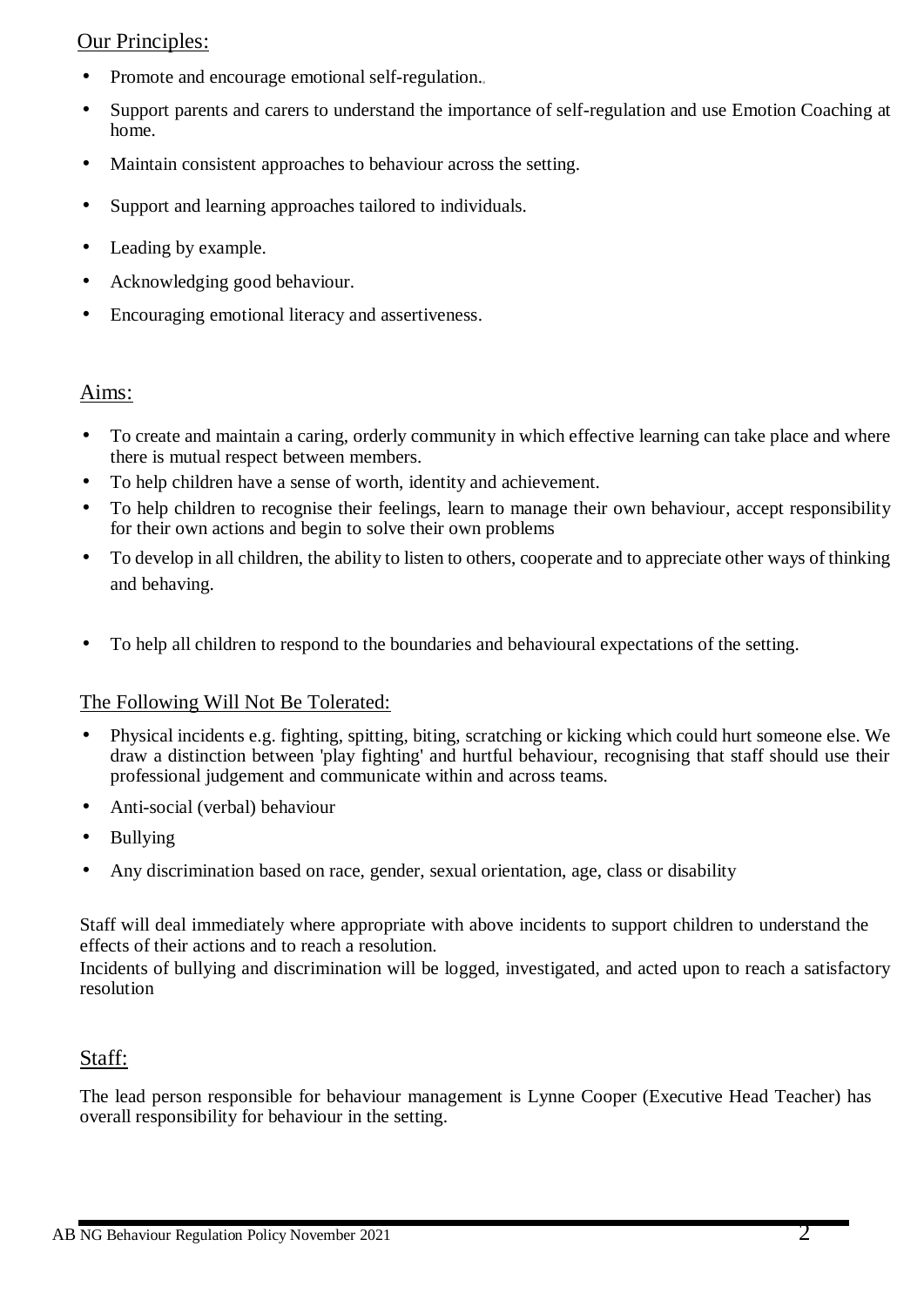## Our Principles:

- Promote and encourage emotional self-regulation.
- Support parents and carers to understand the importance of self-regulation and use Emotion Coaching at home.
- Maintain consistent approaches to behaviour across the setting.
- Support and learning approaches tailored to individuals.
- Leading by example.
- Acknowledging good behaviour.
- Encouraging emotional literacy and assertiveness.

## Aims:

- To create and maintain a caring, orderly community in which effective learning can take place and where there is mutual respect between members.
- To help children have a sense of worth, identity and achievement.
- To help children to recognise their feelings, learn to manage their own behaviour, accept responsibility for their own actions and begin to solve their own problems
- To develop in all children, the ability to listen to others, cooperate and to appreciate other ways of thinking and behaving.
- To help all children to respond to the boundaries and behavioural expectations of the setting.

## The Following Will Not Be Tolerated:

- Physical incidents e.g. fighting, spitting, biting, scratching or kicking which could hurt someone else. We draw a distinction between 'play fighting' and hurtful behaviour, recognising that staff should use their professional judgement and communicate within and across teams.
- Anti-social (verbal) behaviour
- Bullying
- Any discrimination based on race, gender, sexual orientation, age, class or disability

Staff will deal immediately where appropriate with above incidents to support children to understand the effects of their actions and to reach a resolution.
Incidents of bullying and discrimination will be logged, investigated, and acted upon to reach a satisfactory resolution

## Staff:

The lead person responsible for behaviour management is Lynne Cooper (Executive Head Teacher) has overall responsibility for behaviour in the setting.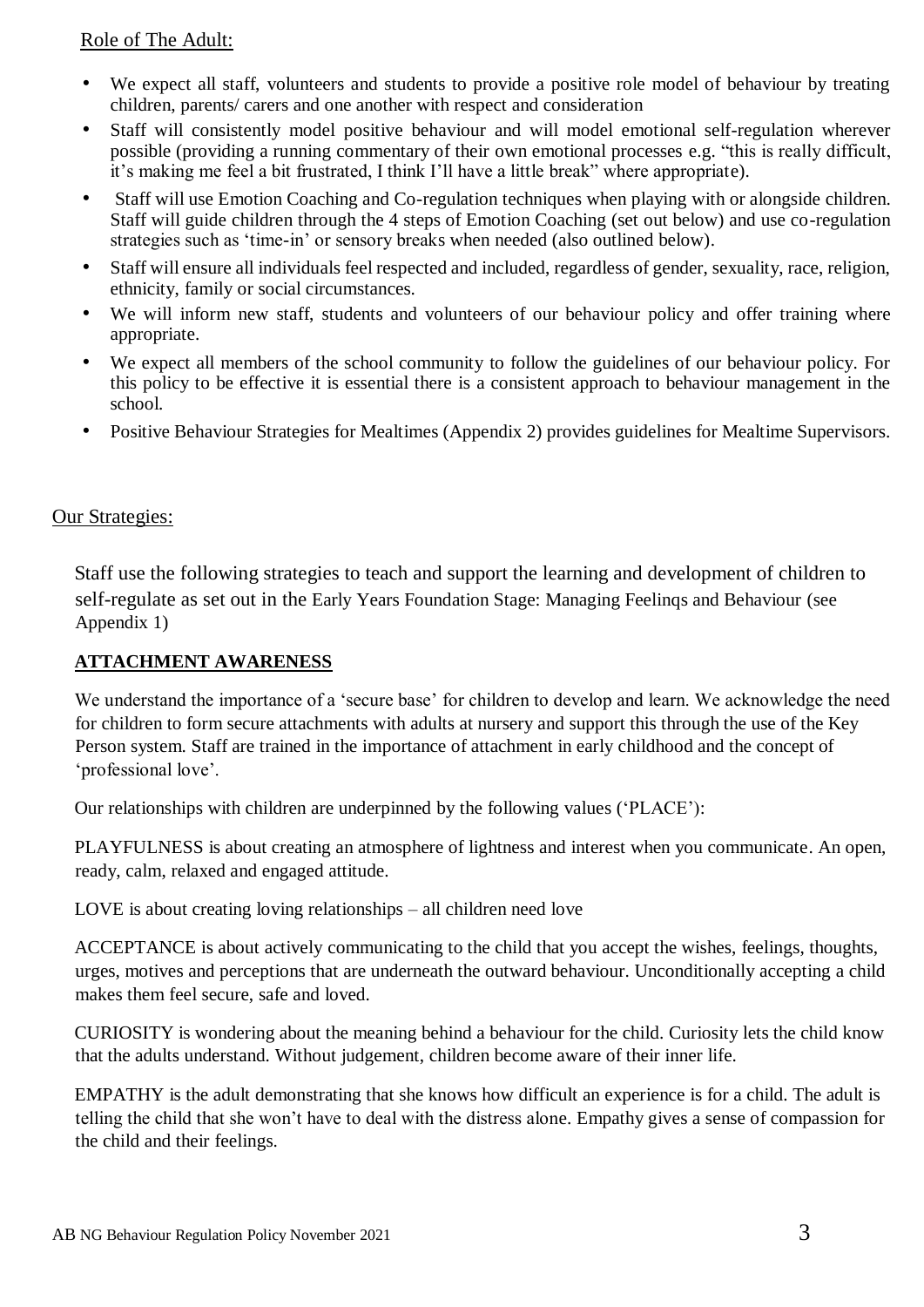Role of The Adult:

- We expect all staff, volunteers and students to provide a positive role model of behaviour by treating children, parents/ carers and one another with respect and consideration
- Staff will consistently model positive behaviour and will model emotional self-regulation wherever possible (providing a running commentary of their own emotional processes e.g. "this is really difficult, it's making me feel a bit frustrated, I think I'll have a little break" where appropriate).
- Staff will use Emotion Coaching and Co-regulation techniques when playing with or alongside children. Staff will guide children through the 4 steps of Emotion Coaching (set out below) and use co-regulation strategies such as 'time-in' or sensory breaks when needed (also outlined below).
- Staff will ensure all individuals feel respected and included, regardless of gender, sexuality, race, religion, ethnicity, family or social circumstances.
- We will inform new staff, students and volunteers of our behaviour policy and offer training where appropriate.
- We expect all members of the school community to follow the guidelines of our behaviour policy. For this policy to be effective it is essential there is a consistent approach to behaviour management in the school.
- Positive Behaviour Strategies for Mealtimes (Appendix 2) provides guidelines for Mealtime Supervisors.

Our Strategies:

Staff use the following strategies to teach and support the learning and development of children to self-regulate as set out in the Early Years Foundation Stage: Managing Feelinqs and Behaviour (see Appendix 1)

**ATTACHMENT AWARENESS**

We understand the importance of a 'secure base' for children to develop and learn. We acknowledge the need for children to form secure attachments with adults at nursery and support this through the use of the Key Person system. Staff are trained in the importance of attachment in early childhood and the concept of 'professional love'.

Our relationships with children are underpinned by the following values ('PLACE'):

PLAYFULNESS is about creating an atmosphere of lightness and interest when you communicate. An open, ready, calm, relaxed and engaged attitude.

LOVE is about creating loving relationships – all children need love

ACCEPTANCE is about actively communicating to the child that you accept the wishes, feelings, thoughts, urges, motives and perceptions that are underneath the outward behaviour. Unconditionally accepting a child makes them feel secure, safe and loved.

CURIOSITY is wondering about the meaning behind a behaviour for the child. Curiosity lets the child know that the adults understand. Without judgement, children become aware of their inner life.

EMPATHY is the adult demonstrating that she knows how difficult an experience is for a child. The adult is telling the child that she won't have to deal with the distress alone. Empathy gives a sense of compassion for the child and their feelings.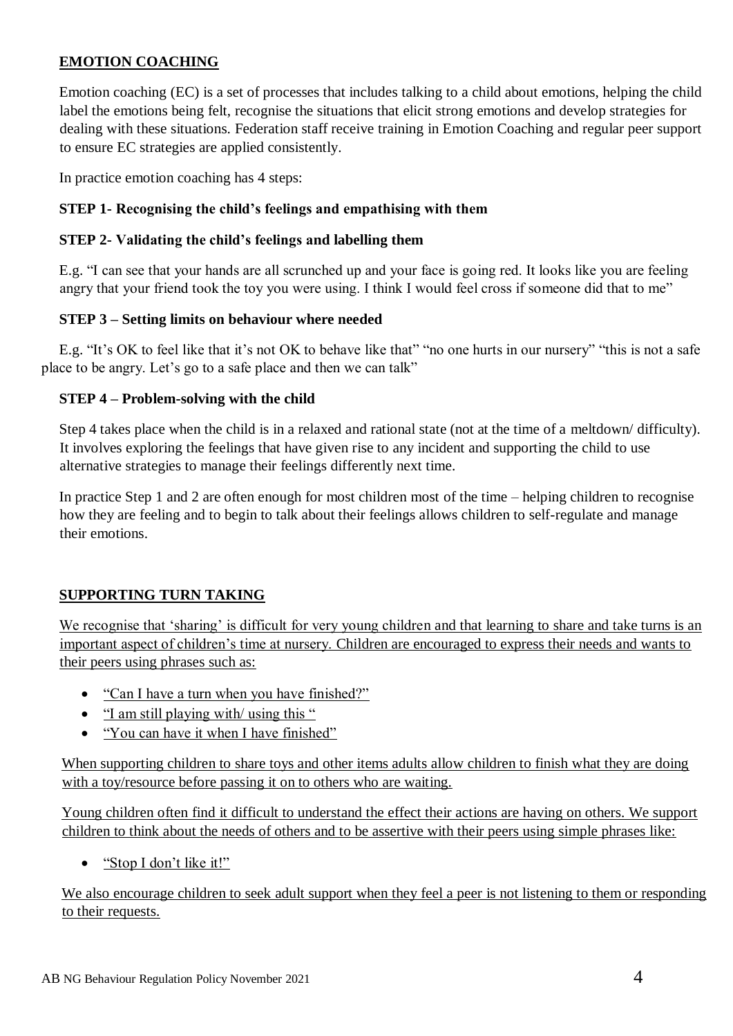## EMOTION COACHING

Emotion coaching (EC) is a set of processes that includes talking to a child about emotions, helping the child label the emotions being felt, recognise the situations that elicit strong emotions and develop strategies for dealing with these situations. Federation staff receive training in Emotion Coaching and regular peer support to ensure EC strategies are applied consistently.

In practice emotion coaching has 4 steps:

**STEP 1- Recognising the child's feelings and empathising with them**

**STEP 2- Validating the child's feelings and labelling them**

E.g. "I can see that your hands are all scrunched up and your face is going red. It looks like you are feeling angry that your friend took the toy you were using. I think I would feel cross if someone did that to me"

**STEP 3 – Setting limits on behaviour where needed**

E.g. "It's OK to feel like that it's not OK to behave like that" "no one hurts in our nursery" "this is not a safe place to be angry. Let's go to a safe place and then we can talk"

**STEP 4 – Problem-solving with the child**

Step 4 takes place when the child is in a relaxed and rational state (not at the time of a meltdown/ difficulty). It involves exploring the feelings that have given rise to any incident and supporting the child to use alternative strategies to manage their feelings differently next time.

In practice Step 1 and 2 are often enough for most children most of the time – helping children to recognise how they are feeling and to begin to talk about their feelings allows children to self-regulate and manage their emotions.

## SUPPORTING TURN TAKING

We recognise that 'sharing' is difficult for very young children and that learning to share and take turns is an important aspect of children's time at nursery. Children are encouraged to express their needs and wants to their peers using phrases such as:

- "Can I have a turn when you have finished?"
- "I am still playing with/ using this "
- "You can have it when I have finished"

When supporting children to share toys and other items adults allow children to finish what they are doing with a toy/resource before passing it on to others who are waiting.

Young children often find it difficult to understand the effect their actions are having on others. We support children to think about the needs of others and to be assertive with their peers using simple phrases like:

- "Stop I don't like it!"

We also encourage children to seek adult support when they feel a peer is not listening to them or responding to their requests.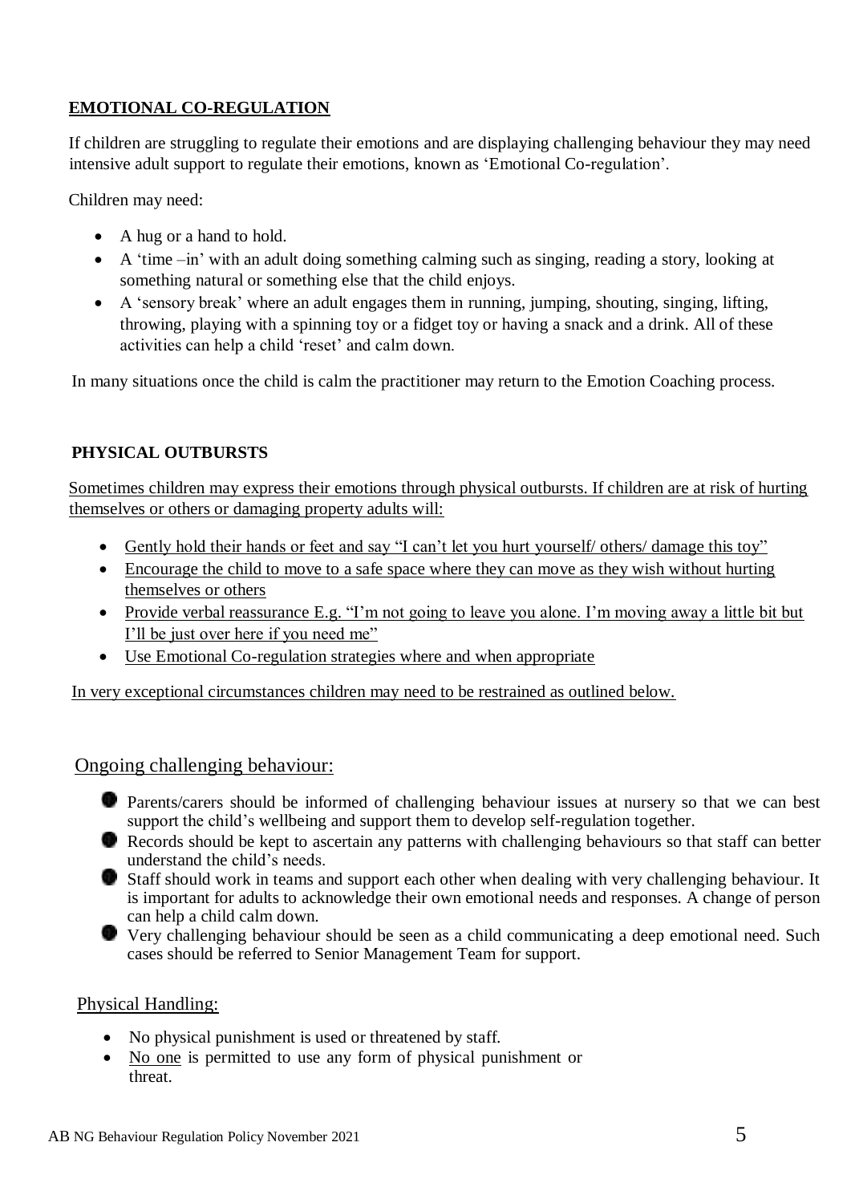## EMOTIONAL CO-REGULATION

If children are struggling to regulate their emotions and are displaying challenging behaviour they may need intensive adult support to regulate their emotions, known as 'Emotional Co-regulation'.

Children may need:

- A hug or a hand to hold.
- A 'time –in' with an adult doing something calming such as singing, reading a story, looking at something natural or something else that the child enjoys.
- A 'sensory break' where an adult engages them in running, jumping, shouting, singing, lifting, throwing, playing with a spinning toy or a fidget toy or having a snack and a drink. All of these activities can help a child 'reset' and calm down.

In many situations once the child is calm the practitioner may return to the Emotion Coaching process.

## PHYSICAL OUTBURSTS

Sometimes children may express their emotions through physical outbursts. If children are at risk of hurting themselves or others or damaging property adults will:

- Gently hold their hands or feet and say "I can't let you hurt yourself/ others/ damage this toy"
- Encourage the child to move to a safe space where they can move as they wish without hurting themselves or others
- Provide verbal reassurance E.g. "I'm not going to leave you alone. I'm moving away a little bit but I'll be just over here if you need me"
- Use Emotional Co-regulation strategies where and when appropriate

In very exceptional circumstances children may need to be restrained as outlined below.

### Ongoing challenging behaviour:

- Parents/carers should be informed of challenging behaviour issues at nursery so that we can best support the child's wellbeing and support them to develop self-regulation together.
- Records should be kept to ascertain any patterns with challenging behaviours so that staff can better understand the child's needs.
- Staff should work in teams and support each other when dealing with very challenging behaviour. It is important for adults to acknowledge their own emotional needs and responses. A change of person can help a child calm down.
- Very challenging behaviour should be seen as a child communicating a deep emotional need. Such cases should be referred to Senior Management Team for support.

### Physical Handling:

- No physical punishment is used or threatened by staff.
- No one is permitted to use any form of physical punishment or threat.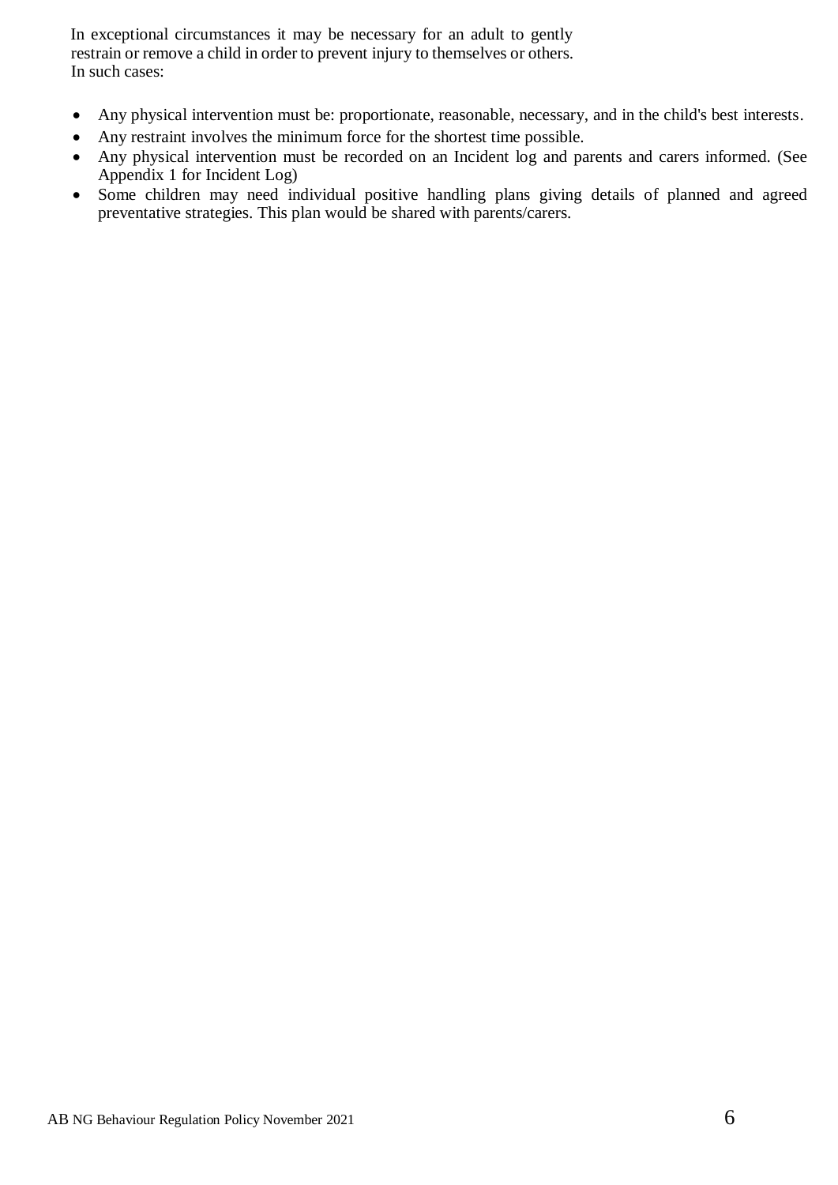In exceptional circumstances it may be necessary for an adult to gently restrain or remove a child in order to prevent injury to themselves or others. In such cases:

- Any physical intervention must be: proportionate, reasonable, necessary, and in the child's best interests.
- Any restraint involves the minimum force for the shortest time possible.
- Any physical intervention must be recorded on an Incident log and parents and carers informed. (See Appendix 1 for Incident Log)
- Some children may need individual positive handling plans giving details of planned and agreed preventative strategies. This plan would be shared with parents/carers.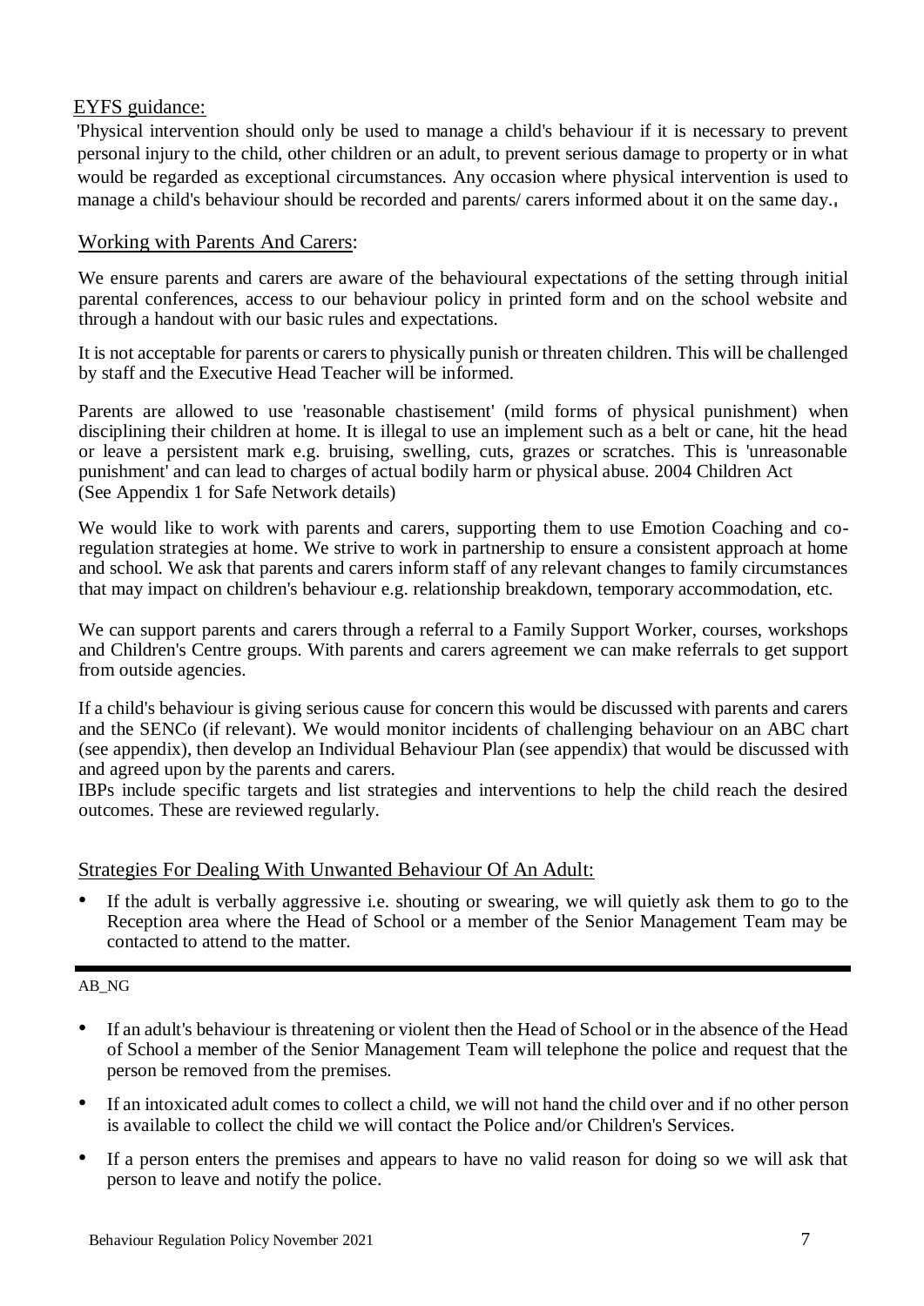## EYFS guidance:

'Physical intervention should only be used to manage a child's behaviour if it is necessary to prevent personal injury to the child, other children or an adult, to prevent serious damage to property or in what would be regarded as exceptional circumstances. Any occasion where physical intervention is used to manage a child's behaviour should be recorded and parents/ carers informed about it on the same day.'

## Working with Parents And Carers:

We ensure parents and carers are aware of the behavioural expectations of the setting through initial parental conferences, access to our behaviour policy in printed form and on the school website and through a handout with our basic rules and expectations.

It is not acceptable for parents or carers to physically punish or threaten children. This will be challenged by staff and the Executive Head Teacher will be informed.

Parents are allowed to use 'reasonable chastisement' (mild forms of physical punishment) when disciplining their children at home. It is illegal to use an implement such as a belt or cane, hit the head or leave a persistent mark e.g. bruising, swelling, cuts, grazes or scratches. This is 'unreasonable punishment' and can lead to charges of actual bodily harm or physical abuse. 2004 Children Act (See Appendix 1 for Safe Network details)

We would like to work with parents and carers, supporting them to use Emotion Coaching and co-regulation strategies at home. We strive to work in partnership to ensure a consistent approach at home and school. We ask that parents and carers inform staff of any relevant changes to family circumstances that may impact on children's behaviour e.g. relationship breakdown, temporary accommodation, etc.

We can support parents and carers through a referral to a Family Support Worker, courses, workshops and Children's Centre groups. With parents and carers agreement we can make referrals to get support from outside agencies.

If a child's behaviour is giving serious cause for concern this would be discussed with parents and carers and the SENCo (if relevant). We would monitor incidents of challenging behaviour on an ABC chart (see appendix), then develop an Individual Behaviour Plan (see appendix) that would be discussed with and agreed upon by the parents and carers.
IBPs include specific targets and list strategies and interventions to help the child reach the desired outcomes. These are reviewed regularly.

## Strategies For Dealing With Unwanted Behaviour Of An Adult:

- If the adult is verbally aggressive i.e. shouting or swearing, we will quietly ask them to go to the Reception area where the Head of School or a member of the Senior Management Team may be contacted to attend to the matter.

AB_NG

- If an adult's behaviour is threatening or violent then the Head of School or in the absence of the Head of School a member of the Senior Management Team will telephone the police and request that the person be removed from the premises.
- If an intoxicated adult comes to collect a child, we will not hand the child over and if no other person is available to collect the child we will contact the Police and/or Children's Services.
- If a person enters the premises and appears to have no valid reason for doing so we will ask that person to leave and notify the police.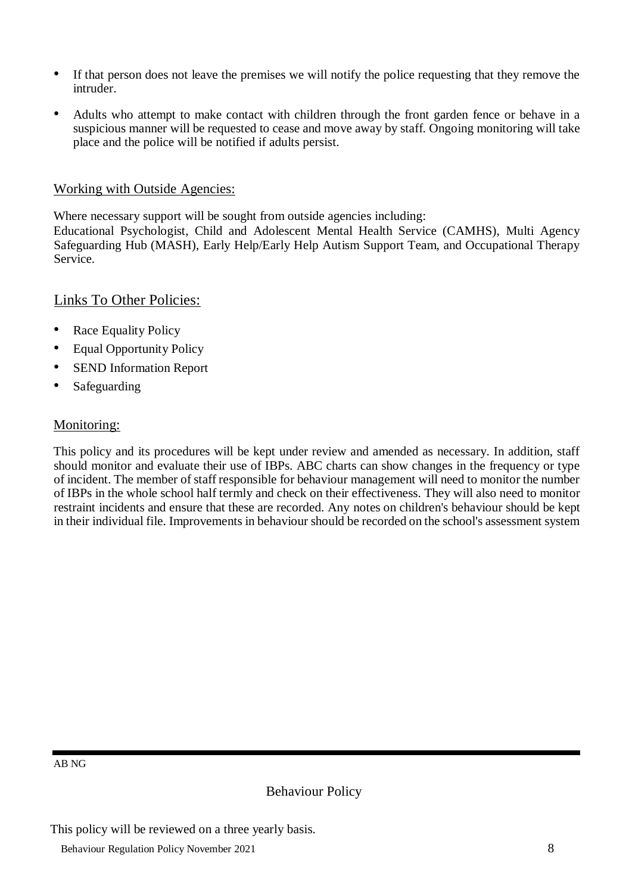- If that person does not leave the premises we will notify the police requesting that they remove the intruder.
- Adults who attempt to make contact with children through the front garden fence or behave in a suspicious manner will be requested to cease and move away by staff. Ongoing monitoring will take place and the police will be notified if adults persist.

## Working with Outside Agencies:

Where necessary support will be sought from outside agencies including:
Educational Psychologist, Child and Adolescent Mental Health Service (CAMHS), Multi Agency Safeguarding Hub (MASH), Early Help/Early Help Autism Support Team, and Occupational Therapy Service.

## Links To Other Policies:

- Race Equality Policy
- Equal Opportunity Policy
- SEND Information Report
- Safeguarding

## Monitoring:

This policy and its procedures will be kept under review and amended as necessary. In addition, staff should monitor and evaluate their use of IBPs. ABC charts can show changes in the frequency or type of incident. The member of staff responsible for behaviour management will need to monitor the number of IBPs in the whole school half termly and check on their effectiveness. They will also need to monitor restraint incidents and ensure that these are recorded. Any notes on children's behaviour should be kept in their individual file. Improvements in behaviour should be recorded on the school's assessment system

AB NG

Behaviour Policy

This policy will be reviewed on a three yearly basis.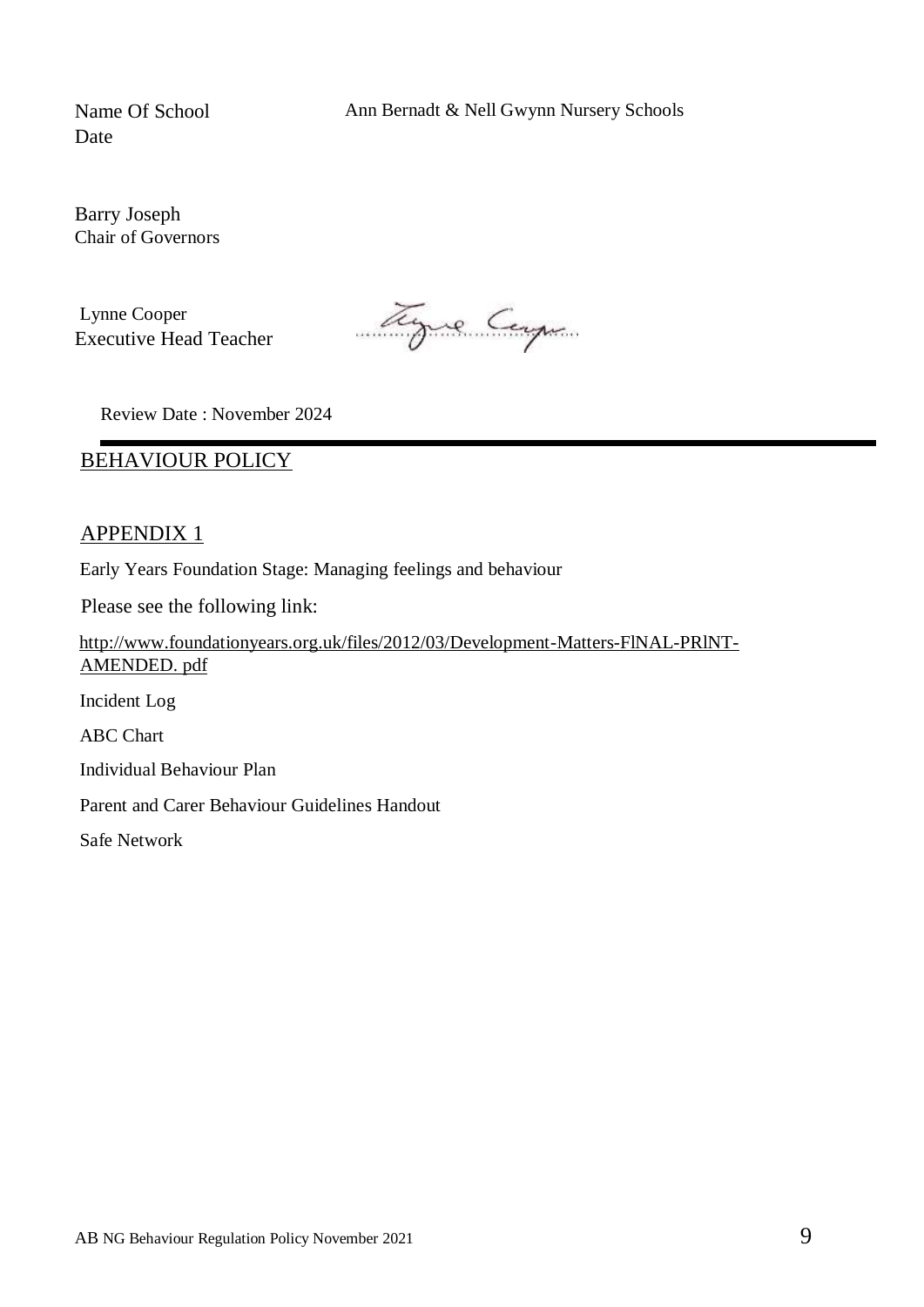Name Of School Ann Bernadt & Nell Gwynn Nursery Schools
Date

Barry Joseph
Chair of Governors

Lynne Cooper
Executive Head Teacher

Review Date : November 2024

## BEHAVIOUR POLICY

## APPENDIX 1

Early Years Foundation Stage: Managing feelings and behaviour

Please see the following link:

http://www.foundationyears.org.uk/files/2012/03/Development-Matters-FlNAL-PRlNT-AMENDED. pdf

Incident Log

ABC Chart

Individual Behaviour Plan

Parent and Carer Behaviour Guidelines Handout

Safe Network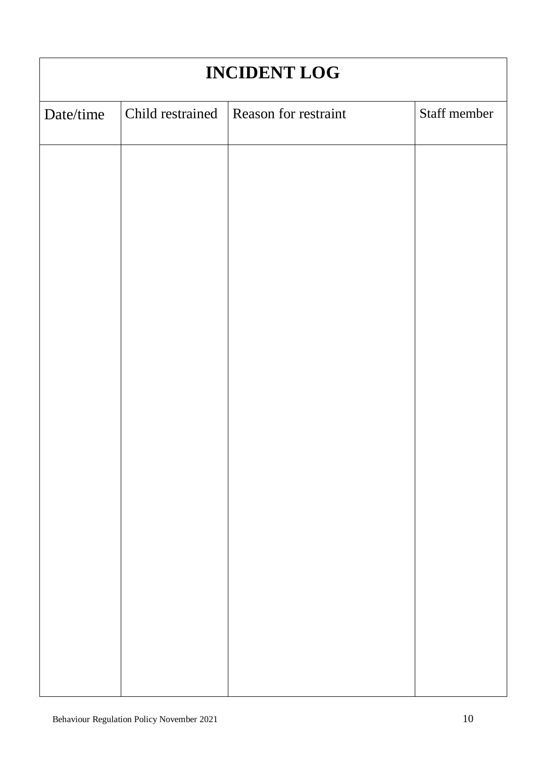| INCIDENT LOG | | | |
|---|---|---|---|
| Date/time | Child restrained | Reason for restraint | Staff member |
| | | | |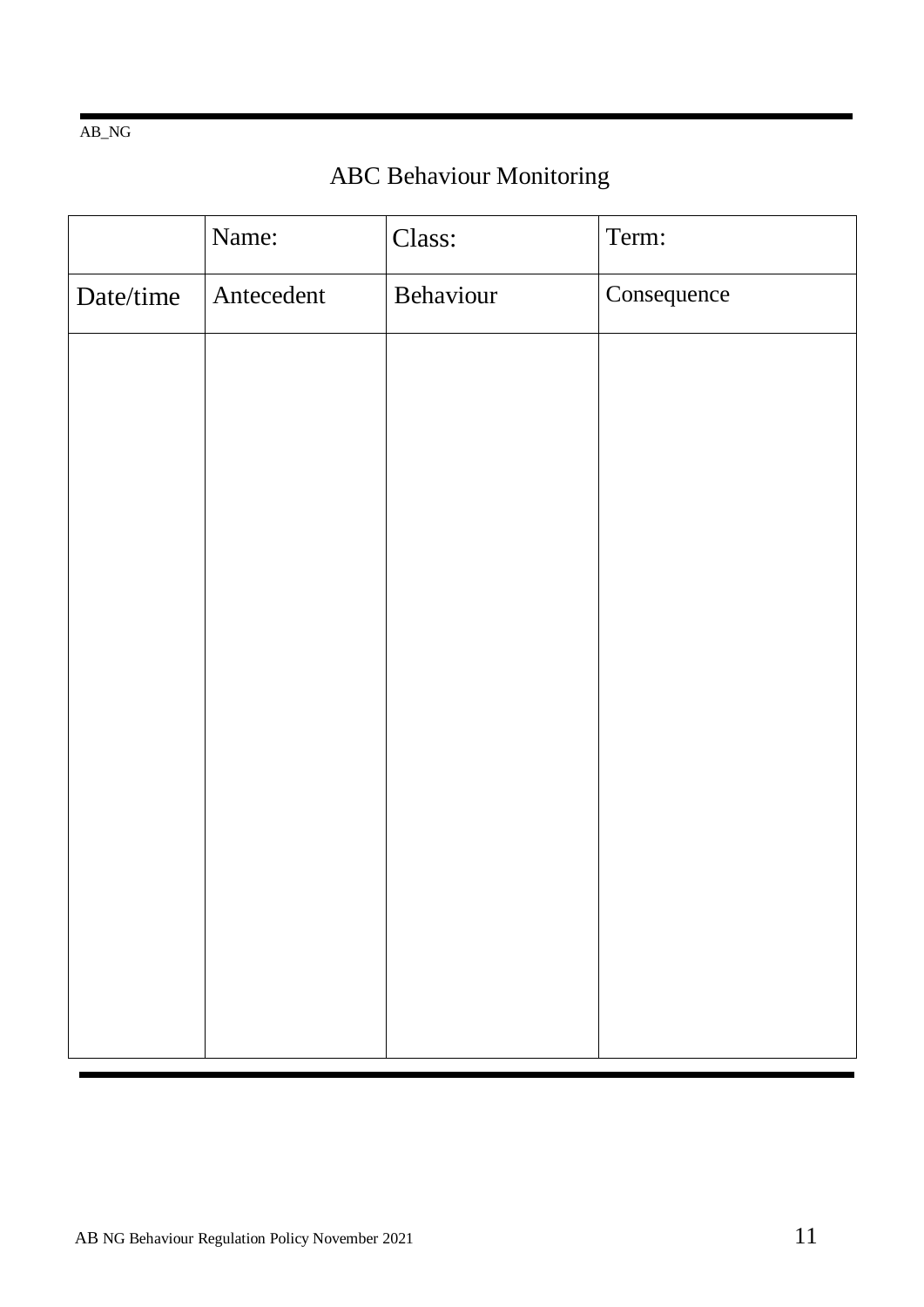# ABC Behaviour Monitoring

| | Name: | Class: | Term: |
|---|---|---|---|
| Date/time | Antecedent | Behaviour | Consequence |
| | | | |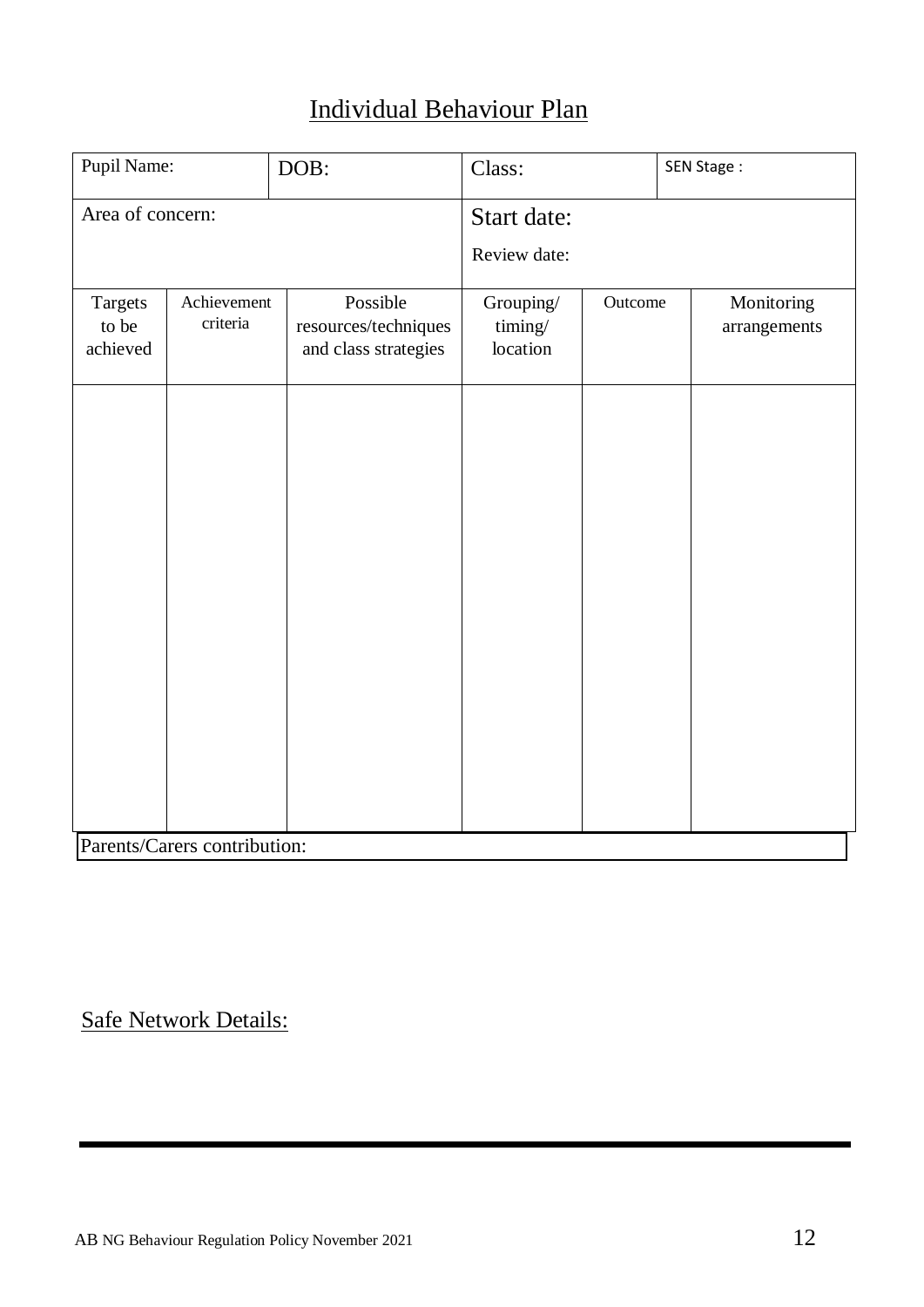# Individual Behaviour Plan

| Pupil Name: | | DOB: | Class: | | SEN Stage : |
|---|---|---|---|---|---|
| Area of concern: | | | Start date:<br>Review date: | | |
| Targets to be achieved | Achievement criteria | Possible resources/techniques and class strategies | Grouping/ timing/ location | Outcome | Monitoring arrangements |
| | | | | | |
| Parents/Carers contribution: | | | | | |

Safe Network Details: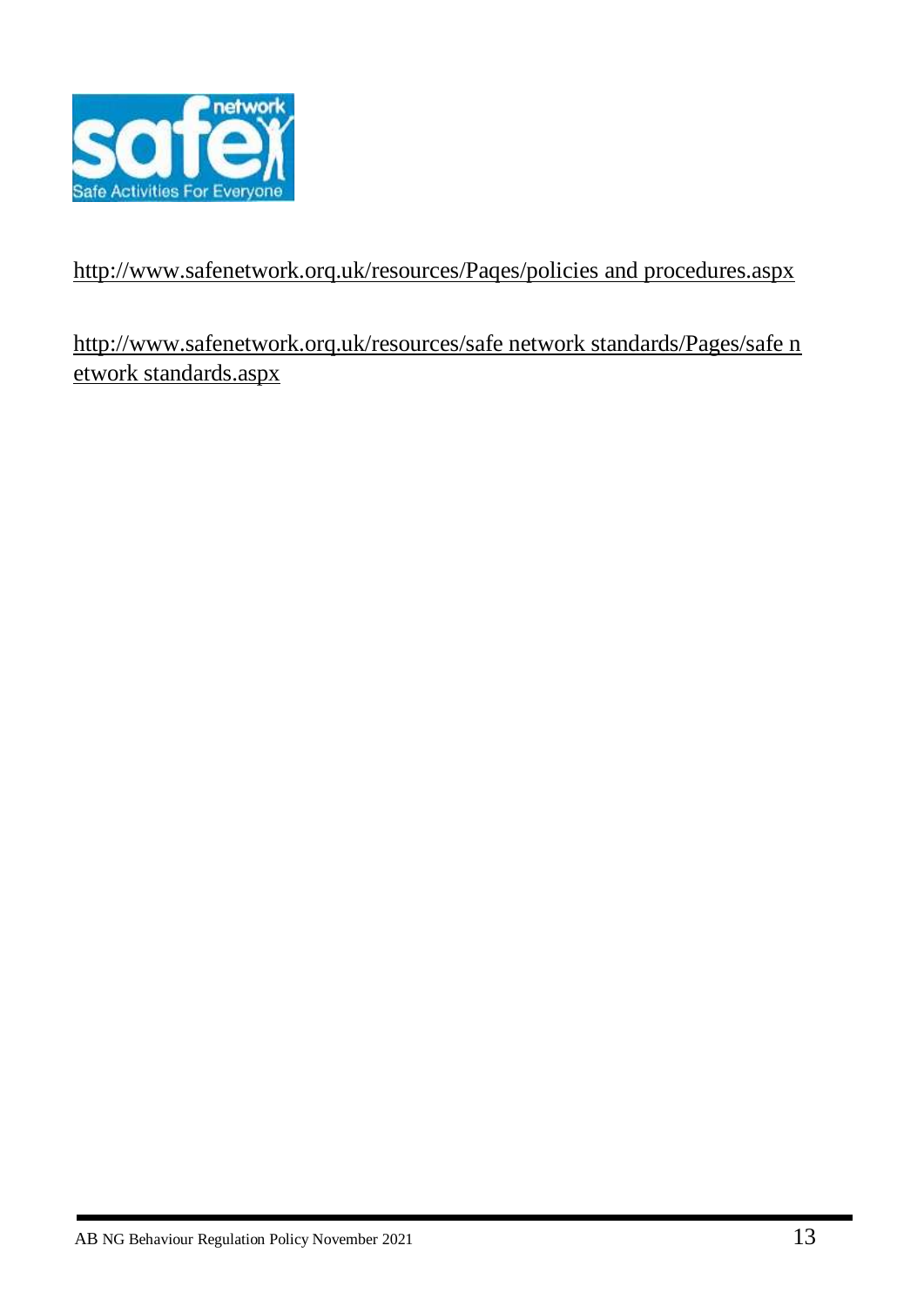http://www.safenetwork.orq.uk/resources/Paqes/policies and procedures.aspx

http://www.safenetwork.orq.uk/resources/safe network standards/Pages/safe network standards.aspx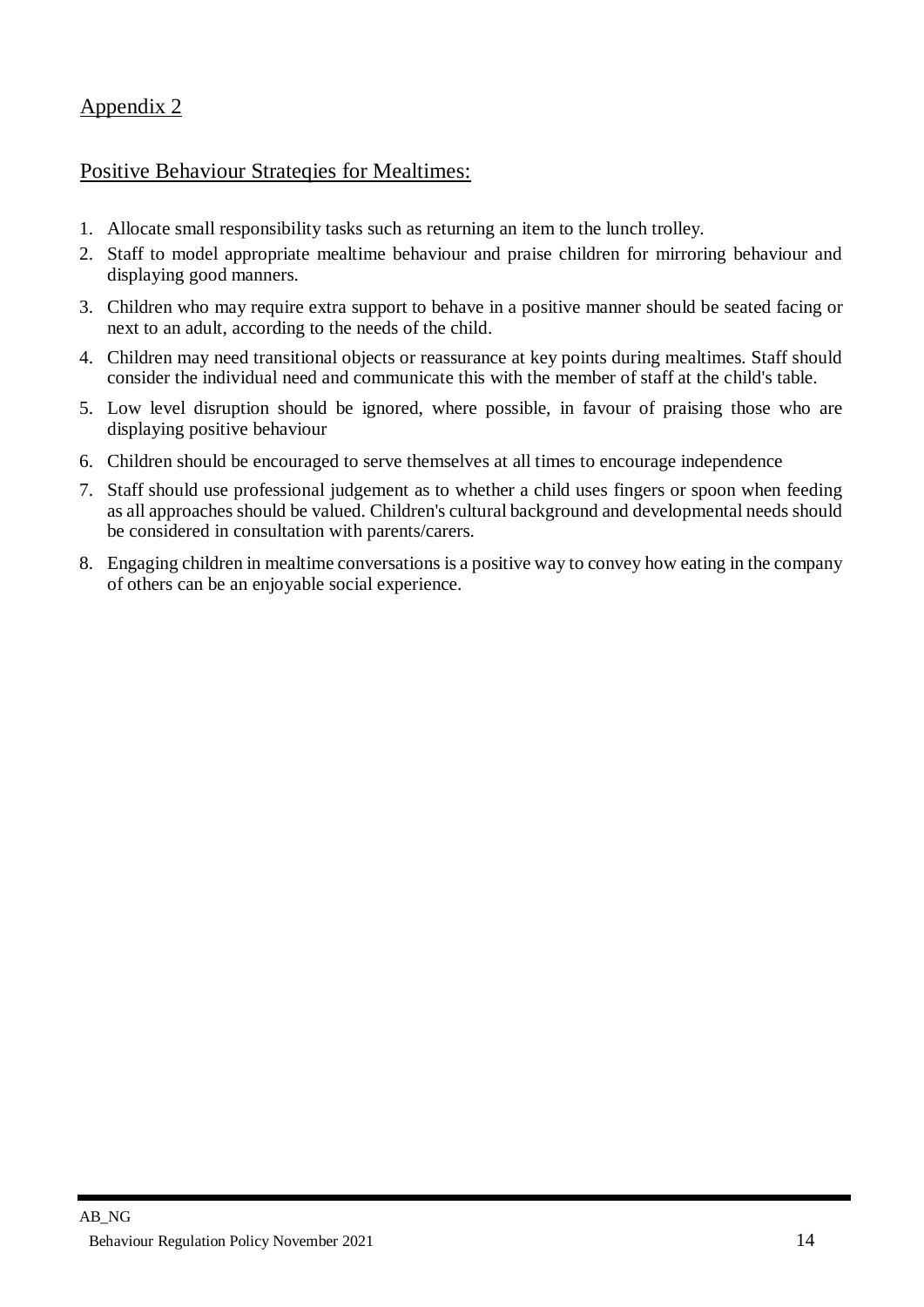## Appendix 2

### Positive Behaviour Strateqies for Mealtimes:

1. Allocate small responsibility tasks such as returning an item to the lunch trolley.
2. Staff to model appropriate mealtime behaviour and praise children for mirroring behaviour and displaying good manners.
3. Children who may require extra support to behave in a positive manner should be seated facing or next to an adult, according to the needs of the child.
4. Children may need transitional objects or reassurance at key points during mealtimes. Staff should consider the individual need and communicate this with the member of staff at the child's table.
5. Low level disruption should be ignored, where possible, in favour of praising those who are displaying positive behaviour
6. Children should be encouraged to serve themselves at all times to encourage independence
7. Staff should use professional judgement as to whether a child uses fingers or spoon when feeding as all approaches should be valued. Children's cultural background and developmental needs should be considered in consultation with parents/carers.
8. Engaging children in mealtime conversations is a positive way to convey how eating in the company of others can be an enjoyable social experience.